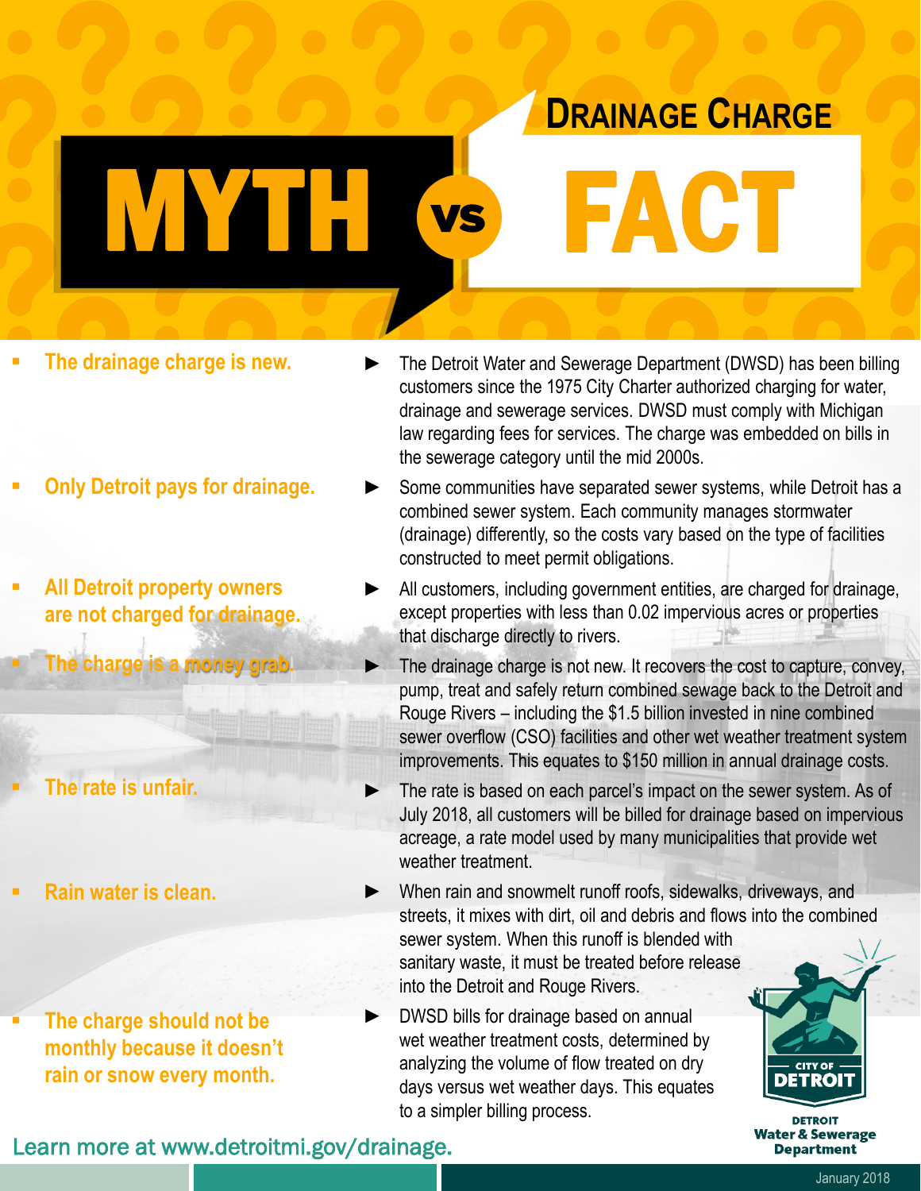# Drainage Charge

# MYTH vs FACT

| Myth | Fact |
| --- | --- |
| The drainage charge is new. | The Detroit Water and Sewerage Department (DWSD) has been billing customers since the 1975 City Charter authorized charging for water, drainage and sewerage services. DWSD must comply with Michigan law regarding fees for services. The charge was embedded on bills in the sewerage category until the mid 2000s. |
| Only Detroit pays for drainage. | Some communities have separated sewer systems, while Detroit has a combined sewer system. Each community manages stormwater (drainage) differently, so the costs vary based on the type of facilities constructed to meet permit obligations. |
| All Detroit property owners are not charged for drainage. | All customers, including government entities, are charged for drainage, except properties with less than 0.02 impervious acres or properties that discharge directly to rivers. |
| The charge is a money grab. | The drainage charge is not new. It recovers the cost to capture, convey, pump, treat and safely return combined sewage back to the Detroit and Rouge Rivers – including the $1.5 billion invested in nine combined sewer overflow (CSO) facilities and other wet weather treatment system improvements. This equates to $150 million in annual drainage costs. |
| The rate is unfair. | The rate is based on each parcel's impact on the sewer system. As of July 2018, all customers will be billed for drainage based on impervious acreage, a rate model used by many municipalities that provide wet weather treatment. |
| Rain water is clean. | When rain and snowmelt runoff roofs, sidewalks, driveways, and streets, it mixes with dirt, oil and debris and flows into the combined sewer system. When this runoff is blended with sanitary waste, it must be treated before release into the Detroit and Rouge Rivers. |
| The charge should not be monthly because it doesn't rain or snow every month. | DWSD bills for drainage based on annual wet weather treatment costs, determined by analyzing the volume of flow treated on dry days versus wet weather days. This equates to a simpler billing process. |

Learn more at www.detroitmi.gov/drainage.

City of Detroit
Detroit Water & Sewerage Department

January 2018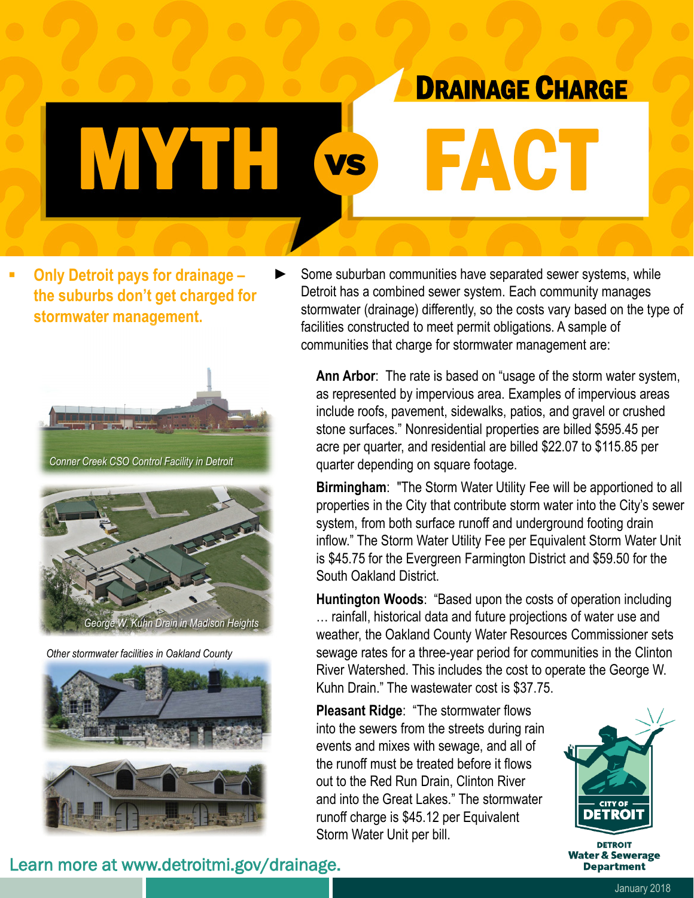# DRAINAGE CHARGE

# MYTH vs FACT

- **Only Detroit pays for drainage – the suburbs don't get charged for stormwater management.**

Conner Creek CSO Control Facility in Detroit

George W. Kuhn Drain in Madison Heights

Other stormwater facilities in Oakland County

► Some suburban communities have separated sewer systems, while Detroit has a combined sewer system. Each community manages stormwater (drainage) differently, so the costs vary based on the type of facilities constructed to meet permit obligations. A sample of communities that charge for stormwater management are:

**Ann Arbor**: The rate is based on "usage of the storm water system, as represented by impervious area. Examples of impervious areas include roofs, pavement, sidewalks, patios, and gravel or crushed stone surfaces." Nonresidential properties are billed $595.45 per acre per quarter, and residential are billed $22.07 to $115.85 per quarter depending on square footage.

**Birmingham**: "The Storm Water Utility Fee will be apportioned to all properties in the City that contribute storm water into the City's sewer system, from both surface runoff and underground footing drain inflow." The Storm Water Utility Fee per Equivalent Storm Water Unit is $45.75 for the Evergreen Farmington District and $59.50 for the South Oakland District.

**Huntington Woods**: "Based upon the costs of operation including … rainfall, historical data and future projections of water use and weather, the Oakland County Water Resources Commissioner sets sewage rates for a three-year period for communities in the Clinton River Watershed. This includes the cost to operate the George W. Kuhn Drain." The wastewater cost is $37.75.

**Pleasant Ridge**: "The stormwater flows into the sewers from the streets during rain events and mixes with sewage, and all of the runoff must be treated before it flows out to the Red Run Drain, Clinton River and into the Great Lakes." The stormwater runoff charge is $45.12 per Equivalent Storm Water Unit per bill.

CITY OF DETROIT

DETROIT Water & Sewerage Department

Learn more at www.detroitmi.gov/drainage.

January 2018